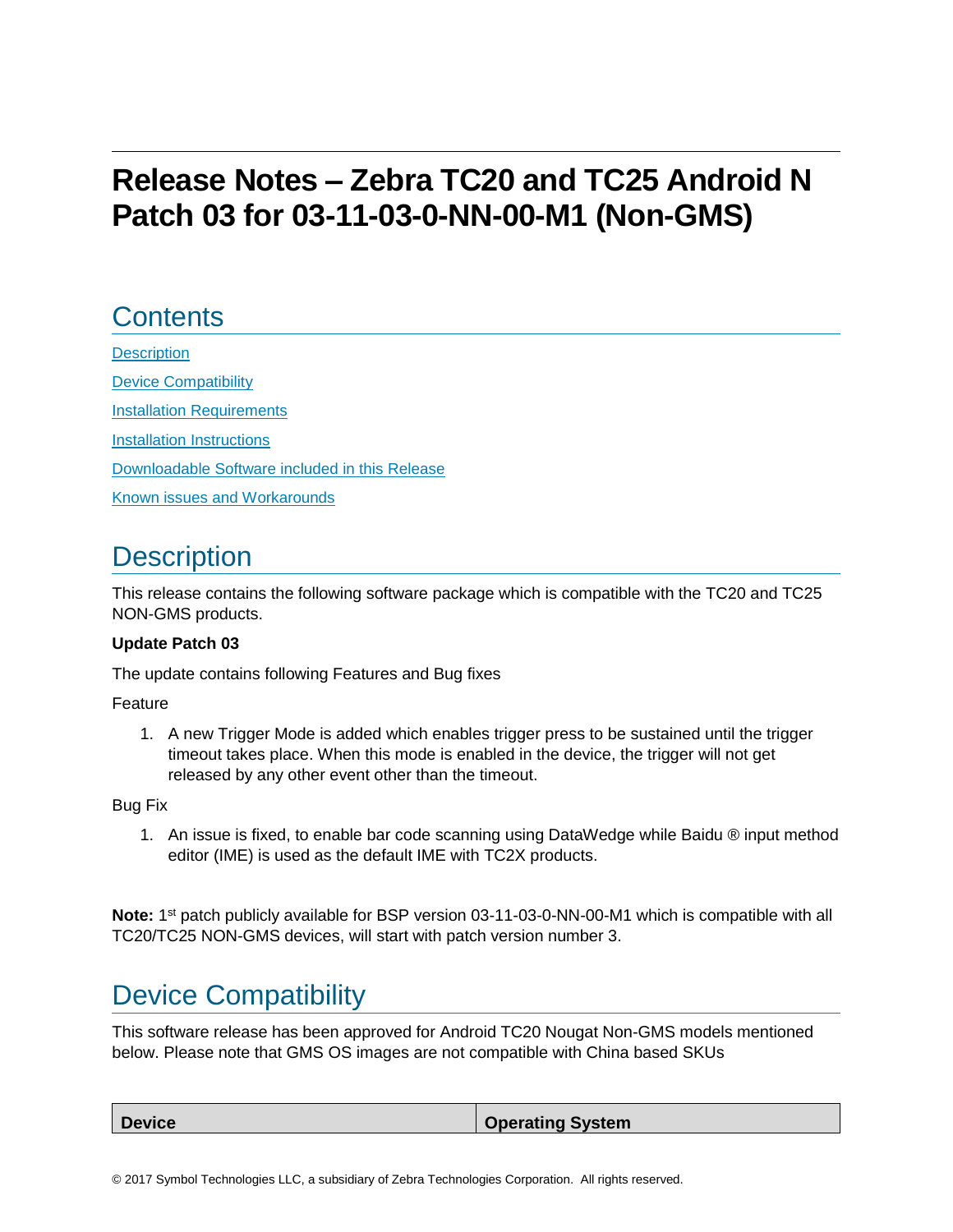# Release Notes – Zebra TC20 and TC25 Android N Patch 03 for 03-11-03-0-NN-00-M1 (Non-GMS)

## Contents

Description

Device Compatibility

Installation Requirements

Installation Instructions

Downloadable Software included in this Release

Known issues and Workarounds

## Description

This release contains the following software package which is compatible with the TC20 and TC25 NON-GMS products.

**Update Patch 03**

The update contains following Features and Bug fixes

Feature

1. A new Trigger Mode is added which enables trigger press to be sustained until the trigger timeout takes place. When this mode is enabled in the device, the trigger will not get released by any other event other than the timeout.

Bug Fix

1. An issue is fixed, to enable bar code scanning using DataWedge while Baidu ® input method editor (IME) is used as the default IME with TC2X products.

**Note:** 1st patch publicly available for BSP version 03-11-03-0-NN-00-M1 which is compatible with all TC20/TC25 NON-GMS devices, will start with patch version number 3.

## Device Compatibility

This software release has been approved for Android TC20 Nougat Non-GMS models mentioned below. Please note that GMS OS images are not compatible with China based SKUs

| Device | Operating System |
| --- | --- |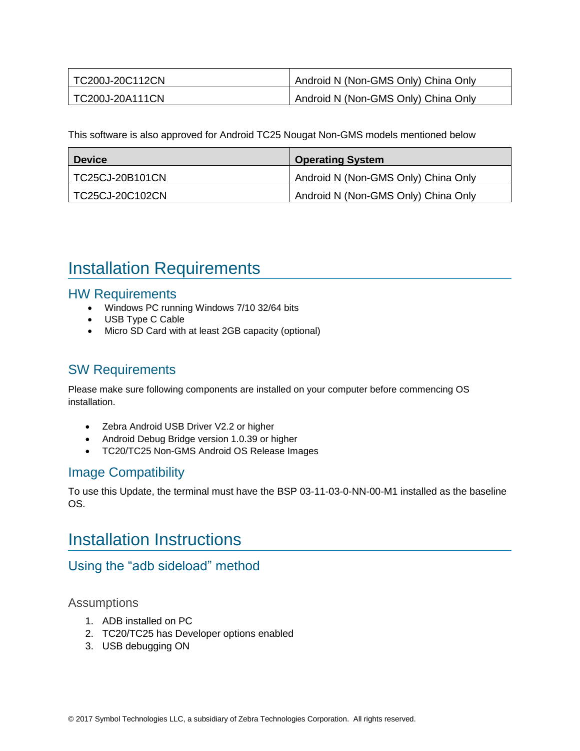| TC200J-20C112CN | Android N (Non-GMS Only) China Only |
|---|---|
| TC200J-20A111CN | Android N (Non-GMS Only) China Only |

This software is also approved for Android TC25 Nougat Non-GMS models mentioned below

| Device | Operating System |
|---|---|
| TC25CJ-20B101CN | Android N (Non-GMS Only) China Only |
| TC25CJ-20C102CN | Android N (Non-GMS Only) China Only |

# Installation Requirements

## HW Requirements

- Windows PC running Windows 7/10 32/64 bits
- USB Type C Cable
- Micro SD Card with at least 2GB capacity (optional)

## SW Requirements

Please make sure following components are installed on your computer before commencing OS installation.

- Zebra Android USB Driver V2.2 or higher
- Android Debug Bridge version 1.0.39 or higher
- TC20/TC25 Non-GMS Android OS Release Images

## Image Compatibility

To use this Update, the terminal must have the BSP 03-11-03-0-NN-00-M1 installed as the baseline OS.

# Installation Instructions

## Using the “adb sideload” method

### Assumptions

1. ADB installed on PC
2. TC20/TC25 has Developer options enabled
3. USB debugging ON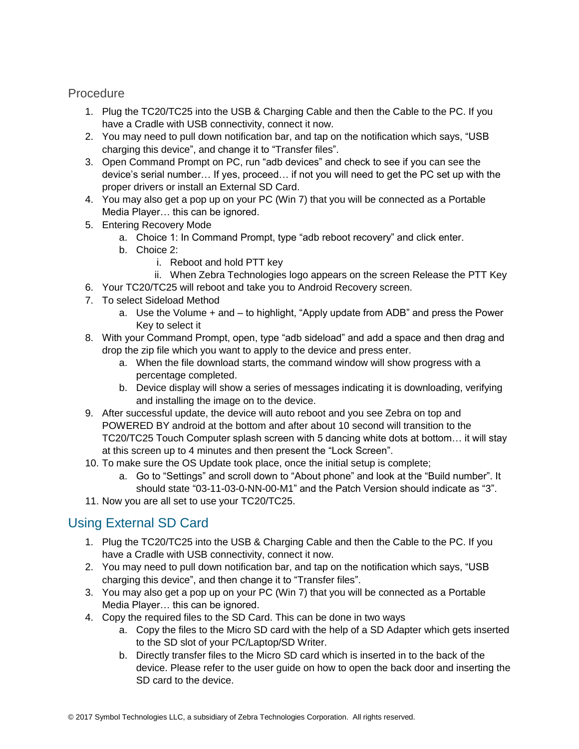## Procedure

1. Plug the TC20/TC25 into the USB & Charging Cable and then the Cable to the PC. If you have a Cradle with USB connectivity, connect it now.
2. You may need to pull down notification bar, and tap on the notification which says, “USB charging this device”, and change it to “Transfer files”.
3. Open Command Prompt on PC, run “adb devices” and check to see if you can see the device’s serial number… If yes, proceed… if not you will need to get the PC set up with the proper drivers or install an External SD Card.
4. You may also get a pop up on your PC (Win 7) that you will be connected as a Portable Media Player… this can be ignored.
5. Entering Recovery Mode
   a. Choice 1: In Command Prompt, type “adb reboot recovery” and click enter.
   b. Choice 2:
      i. Reboot and hold PTT key
      ii. When Zebra Technologies logo appears on the screen Release the PTT Key
6. Your TC20/TC25 will reboot and take you to Android Recovery screen.
7. To select Sideload Method
   a. Use the Volume + and – to highlight, “Apply update from ADB” and press the Power Key to select it
8. With your Command Prompt, open, type “adb sideload” and add a space and then drag and drop the zip file which you want to apply to the device and press enter.
   a. When the file download starts, the command window will show progress with a percentage completed.
   b. Device display will show a series of messages indicating it is downloading, verifying and installing the image on to the device.
9. After successful update, the device will auto reboot and you see Zebra on top and POWERED BY android at the bottom and after about 10 second will transition to the TC20/TC25 Touch Computer splash screen with 5 dancing white dots at bottom… it will stay at this screen up to 4 minutes and then present the “Lock Screen”.
10. To make sure the OS Update took place, once the initial setup is complete;
    a. Go to “Settings” and scroll down to “About phone” and look at the “Build number”. It should state “03-11-03-0-NN-00-M1” and the Patch Version should indicate as “3”.
11. Now you are all set to use your TC20/TC25.

## Using External SD Card

1. Plug the TC20/TC25 into the USB & Charging Cable and then the Cable to the PC. If you have a Cradle with USB connectivity, connect it now.
2. You may need to pull down notification bar, and tap on the notification which says, “USB charging this device”, and then change it to “Transfer files”.
3. You may also get a pop up on your PC (Win 7) that you will be connected as a Portable Media Player… this can be ignored.
4. Copy the required files to the SD Card. This can be done in two ways
   a. Copy the files to the Micro SD card with the help of a SD Adapter which gets inserted to the SD slot of your PC/Laptop/SD Writer.
   b. Directly transfer files to the Micro SD card which is inserted in to the back of the device. Please refer to the user guide on how to open the back door and inserting the SD card to the device.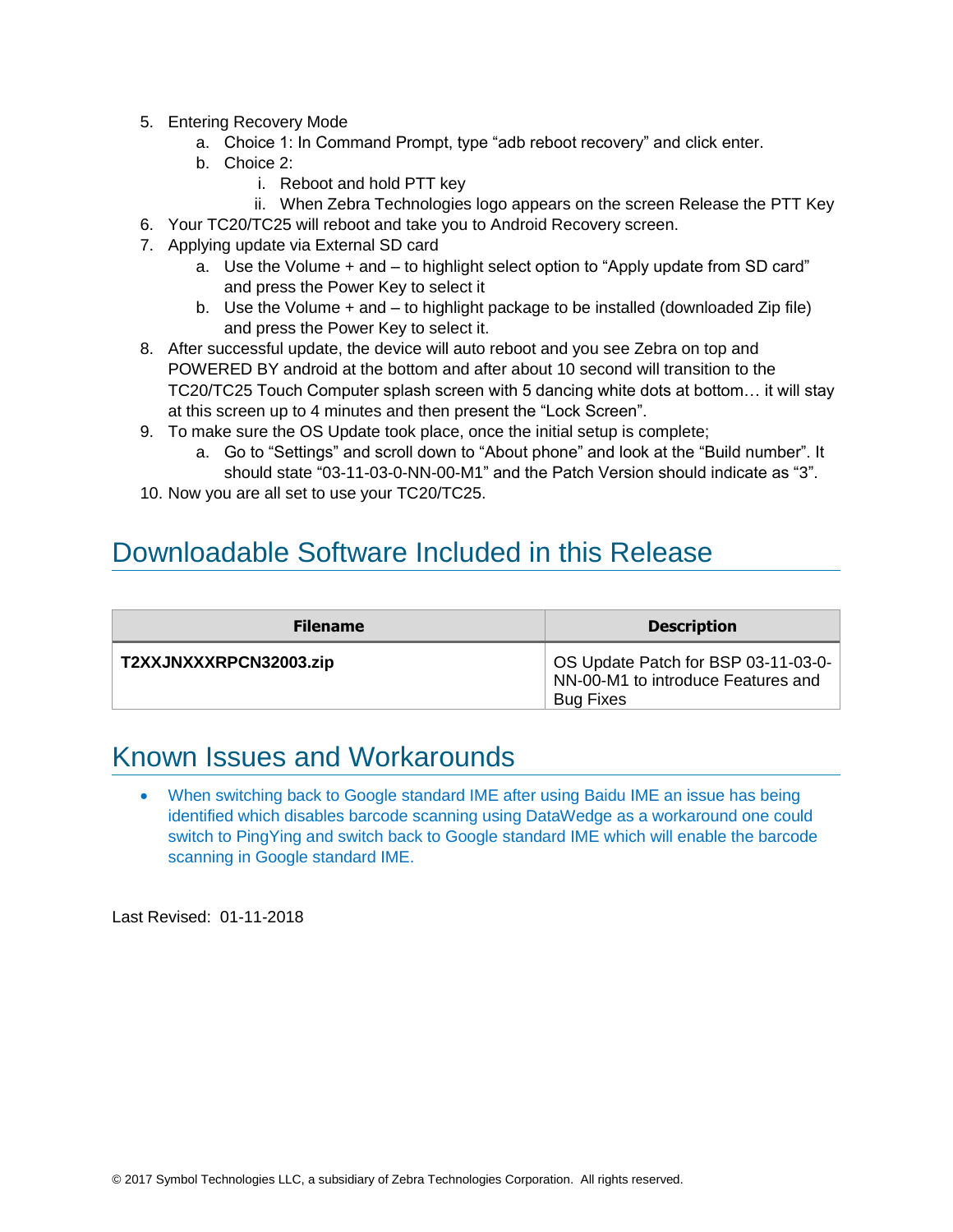5. Entering Recovery Mode
   a. Choice 1: In Command Prompt, type “adb reboot recovery” and click enter.
   b. Choice 2:
      i. Reboot and hold PTT key
      ii. When Zebra Technologies logo appears on the screen Release the PTT Key
6. Your TC20/TC25 will reboot and take you to Android Recovery screen.
7. Applying update via External SD card
   a. Use the Volume + and – to highlight select option to “Apply update from SD card” and press the Power Key to select it
   b. Use the Volume + and – to highlight package to be installed (downloaded Zip file) and press the Power Key to select it.
8. After successful update, the device will auto reboot and you see Zebra on top and POWERED BY android at the bottom and after about 10 second will transition to the TC20/TC25 Touch Computer splash screen with 5 dancing white dots at bottom… it will stay at this screen up to 4 minutes and then present the “Lock Screen”.
9. To make sure the OS Update took place, once the initial setup is complete;
   a. Go to “Settings” and scroll down to “About phone” and look at the “Build number”. It should state “03-11-03-0-NN-00-M1” and the Patch Version should indicate as “3”.
10. Now you are all set to use your TC20/TC25.

## Downloadable Software Included in this Release

| Filename | Description |
|---|---|
| **T2XXJNXXXRPCN32003.zip** | OS Update Patch for BSP 03-11-03-0-NN-00-M1 to introduce Features and Bug Fixes |

## Known Issues and Workarounds

- When switching back to Google standard IME after using Baidu IME an issue has being identified which disables barcode scanning using DataWedge as a workaround one could switch to PingYing and switch back to Google standard IME which will enable the barcode scanning in Google standard IME.

Last Revised: 01-11-2018

© 2017 Symbol Technologies LLC, a subsidiary of Zebra Technologies Corporation. All rights reserved.